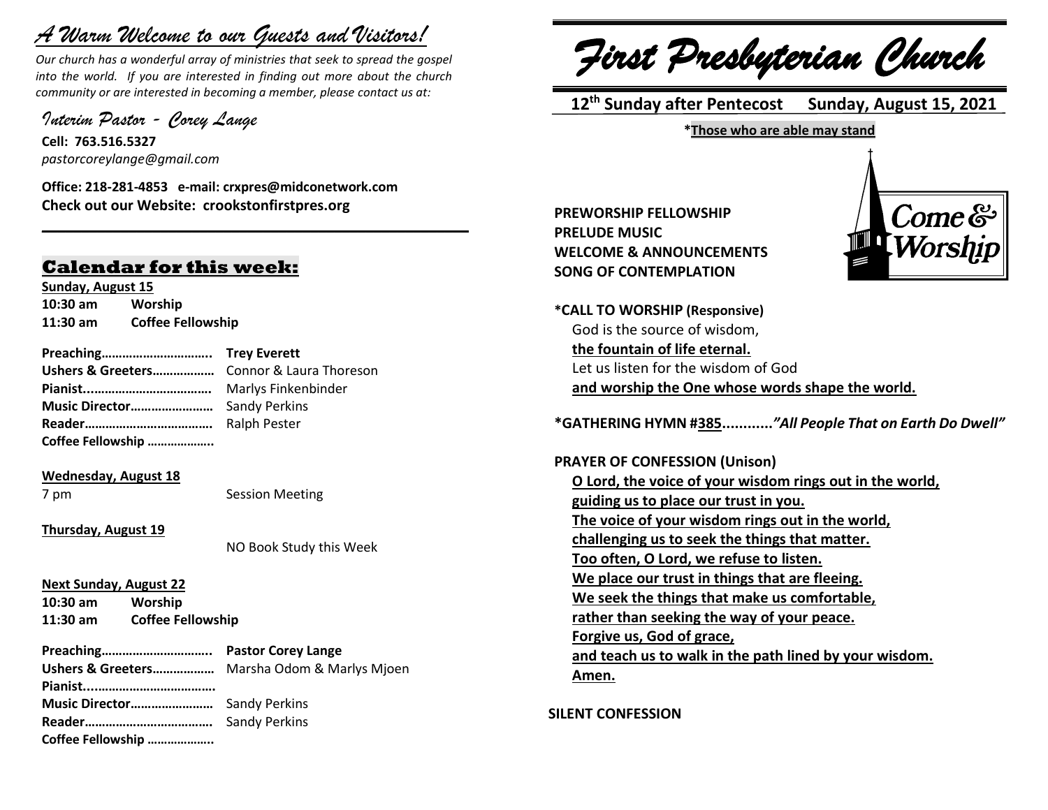# *A Warm Welcome to our Guests and Visitors!*

*Our church has a wonderful array of ministries that seek to spread the gospel into the world. If you are interested in finding out more about the church community or are interested in becoming a member, please contact us at:*

*Interim Pastor - Corey Lange*

**Cell: 763.516.5327**
*pastorcoreylange@gmail.com*

**Office: 218-281-4853 e-mail: crxpres@midconetwork.com**
**Check out our Website: crookstonfirstpres.org**

## Calendar for this week:

**Sunday, August 15**

**10:30 am** **Worship**
**11:30 am** **Coffee Fellowship**

**Preaching…………………………..** **Trey Everett**
**Ushers & Greeters………………** Connor & Laura Thoreson
**Pianist....................................** Marlys Finkenbinder
**Music Director……………………** Sandy Perkins
**Reader……………………………….** Ralph Pester
**Coffee Fellowship ………………..**

**Wednesday, August 18**

7 pm Session Meeting

**Thursday, August 19**

NO Book Study this Week

**Next Sunday, August 22**

**10:30 am** **Worship**
**11:30 am** **Coffee Fellowship**

**Preaching…………………………..** **Pastor Corey Lange**
**Ushers & Greeters………………** Marsha Odom & Marlys Mjoen
**Pianist....................................**
**Music Director……………………** Sandy Perkins
**Reader……………………………….** Sandy Perkins
**Coffee Fellowship ………………..**

# *First Presbyterian Church*

**12th Sunday after Pentecost Sunday, August 15, 2021**

**\*Those who are able may stand**

Come & Worship

**PREWORSHIP FELLOWSHIP**
**PRELUDE MUSIC**
**WELCOME & ANNOUNCEMENTS**
**SONG OF CONTEMPLATION**

**\*CALL TO WORSHIP (Responsive)**

God is the source of wisdom,
**the fountain of life eternal.**
Let us listen for the wisdom of God
**and worship the One whose words shape the world.**

**\*GATHERING HYMN #385............*"All People That on Earth Do Dwell"***

**PRAYER OF CONFESSION (Unison)**

**O Lord, the voice of your wisdom rings out in the world,**
**guiding us to place our trust in you.**
**The voice of your wisdom rings out in the world,**
**challenging us to seek the things that matter.**
**Too often, O Lord, we refuse to listen.**
**We place our trust in things that are fleeing.**
**We seek the things that make us comfortable,**
**rather than seeking the way of your peace.**
**Forgive us, God of grace,**
**and teach us to walk in the path lined by your wisdom.**
**Amen.**

**SILENT CONFESSION**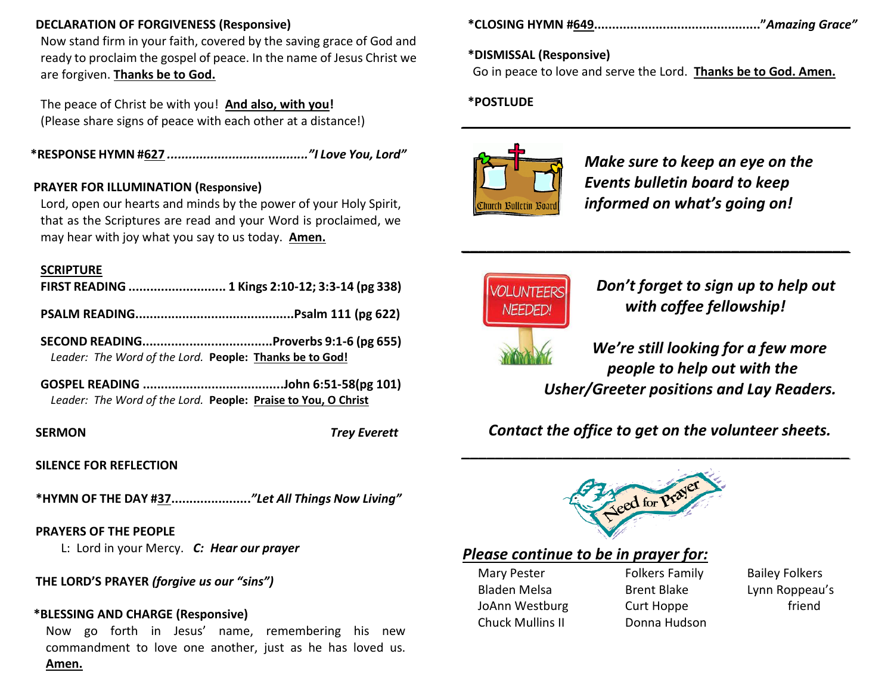**DECLARATION OF FORGIVENESS (Responsive)**

Now stand firm in your faith, covered by the saving grace of God and ready to proclaim the gospel of peace. In the name of Jesus Christ we are forgiven. **Thanks be to God.**

The peace of Christ be with you! **And also, with you!**
(Please share signs of peace with each other at a distance!)

**\*RESPONSE HYMN #627** ....................................... ***"I Love You, Lord"***

**PRAYER FOR ILLUMINATION (Responsive)**

Lord, open our hearts and minds by the power of your Holy Spirit, that as the Scriptures are read and your Word is proclaimed, we may hear with joy what you say to us today. **Amen.**

**SCRIPTURE**

**FIRST READING** ........................... **1 Kings 2:10-12; 3:3-14 (pg 338)**

**PSALM READING**............................................**Psalm 111 (pg 622)**

**SECOND READING**...................................**Proverbs 9:1-6 (pg 655)**

*Leader: The Word of the Lord.* **People: Thanks be to God!**

**GOSPEL READING** .......................................**John 6:51-58(pg 101)**

*Leader: The Word of the Lord.* **People: Praise to You, O Christ**

**SERMON** ***Trey Everett***

**SILENCE FOR REFLECTION**

**\*HYMN OF THE DAY #37**...................... ***"Let All Things Now Living"***

**PRAYERS OF THE PEOPLE**

L: Lord in your Mercy. ***C: Hear our prayer***

**THE LORD'S PRAYER *(forgive us our "sins")***

**\*BLESSING AND CHARGE (Responsive)**

Now go forth in Jesus' name, remembering his new commandment to love one another, just as he has loved us. **Amen.**

**\*CLOSING HYMN #649**.............................................***"Amazing Grace"***

**\*DISMISSAL (Responsive)**

Go in peace to love and serve the Lord. **Thanks be to God. Amen.**

**\*POSTLUDE**

---

Church Bulletin Board

***Make sure to keep an eye on the Events bulletin board to keep informed on what's going on!***

---

VOLUNTEERS NEEDED!

***Don't forget to sign up to help out with coffee fellowship!***

***We're still looking for a few more people to help out with the Usher/Greeter positions and Lay Readers.***

***Contact the office to get on the volunteer sheets.***

---

Need for Prayer

***Please continue to be in prayer for:***

| | | |
|---|---|---|
| Mary Pester | Folkers Family | Bailey Folkers |
| Bladen Melsa | Brent Blake | Lynn Roppeau's friend |
| JoAnn Westburg | Curt Hoppe | |
| Chuck Mullins II | Donna Hudson | |